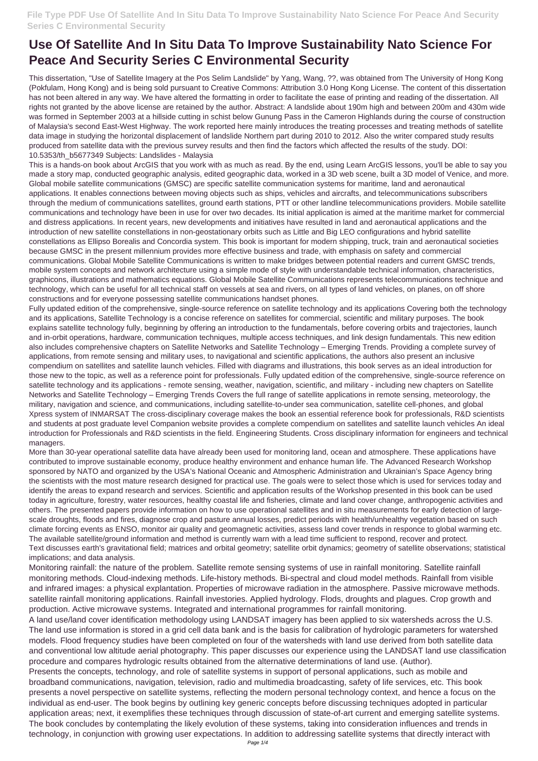# Use Of Satellite And In Situ Data To Improve Sustainability Nato Science For Peace And Security Series C Environmental Security

This dissertation, "Use of Satellite Imagery at the Pos Selim Landslide" by Yang, Wang, ??, was obtained from The University of Hong Kong (Pokfulam, Hong Kong) and is being sold pursuant to Creative Commons: Attribution 3.0 Hong Kong License. The content of this dissertation has not been altered in any way. We have altered the formatting in order to facilitate the ease of printing and reading of the dissertation. All rights not granted by the above license are retained by the author. Abstract: A landslide about 190m high and between 200m and 430m wide was formed in September 2003 at a hillside cutting in schist below Gunung Pass in the Cameron Highlands during the course of construction of Malaysia's second East-West Highway. The work reported here mainly introduces the treating processes and treating methods of satellite data image in studying the horizontal displacement of landslide Northern part during 2010 to 2012. Also the writer compared study results produced from satellite data with the previous survey results and then find the factors which affected the results of the study. DOI: 10.5353/th_b5677349 Subjects: Landslides - Malaysia

This is a hands-on book about ArcGIS that you work with as much as read. By the end, using Learn ArcGIS lessons, you'll be able to say you made a story map, conducted geographic analysis, edited geographic data, worked in a 3D web scene, built a 3D model of Venice, and more.

Global mobile satellite communications (GMSC) are specific satellite communication systems for maritime, land and aeronautical applications. It enables connections between moving objects such as ships, vehicles and aircrafts, and telecommunications subscribers through the medium of communications satellites, ground earth stations, PTT or other landline telecommunications providers. Mobile satellite communications and technology have been in use for over two decades. Its initial application is aimed at the maritime market for commercial and distress applications. In recent years, new developments and initiatives have resulted in land and aeronautical applications and the introduction of new satellite constellations in non-geostationary orbits such as Little and Big LEO configurations and hybrid satellite constellations as Ellipso Borealis and Concordia system. This book is important for modern shipping, truck, train and aeronautical societies because GMSC in the present millennium provides more effective business and trade, with emphasis on safety and commercial communications. Global Mobile Satellite Communications is written to make bridges between potential readers and current GMSC trends, mobile system concepts and network architecture using a simple mode of style with understandable technical information, characteristics, graphicons, illustrations and mathematics equations. Global Mobile Satellite Communications represents telecommunications technique and technology, which can be useful for all technical staff on vessels at sea and rivers, on all types of land vehicles, on planes, on off shore constructions and for everyone possessing satellite communications handset phones.

Fully updated edition of the comprehensive, single-source reference on satellite technology and its applications Covering both the technology and its applications, Satellite Technology is a concise reference on satellites for commercial, scientific and military purposes. The book explains satellite technology fully, beginning by offering an introduction to the fundamentals, before covering orbits and trajectories, launch and in-orbit operations, hardware, communication techniques, multiple access techniques, and link design fundamentals. This new edition also includes comprehensive chapters on Satellite Networks and Satellite Technology – Emerging Trends. Providing a complete survey of applications, from remote sensing and military uses, to navigational and scientific applications, the authors also present an inclusive compendium on satellites and satellite launch vehicles. Filled with diagrams and illustrations, this book serves as an ideal introduction for those new to the topic, as well as a reference point for professionals. Fully updated edition of the comprehensive, single-source reference on satellite technology and its applications - remote sensing, weather, navigation, scientific, and military - including new chapters on Satellite Networks and Satellite Technology – Emerging Trends Covers the full range of satellite applications in remote sensing, meteorology, the military, navigation and science, and communications, including satellite-to-under sea communication, satellite cell-phones, and global Xpress system of INMARSAT The cross-disciplinary coverage makes the book an essential reference book for professionals, R&D scientists and students at post graduate level Companion website provides a complete compendium on satellites and satellite launch vehicles An ideal introduction for Professionals and R&D scientists in the field. Engineering Students. Cross disciplinary information for engineers and technical managers.

More than 30-year operational satellite data have already been used for monitoring land, ocean and atmosphere. These applications have contributed to improve sustainable economy, produce healthy environment and enhance human life. The Advanced Research Workshop sponsored by NATO and organized by the USA's National Oceanic and Atmospheric Administration and Ukrainian's Space Agency bring the scientists with the most mature research designed for practical use. The goals were to select those which is used for services today and identify the areas to expand research and services. Scientific and application results of the Workshop presented in this book can be used today in agriculture, forestry, water resources, healthy coastal life and fisheries, climate and land cover change, anthropogenic activities and others. The presented papers provide information on how to use operational satellites and in situ measurements for early detection of large-scale droughts, floods and fires, diagnose crop and pasture annual losses, predict periods with health/unhealthy vegetation based on such climate forcing events as ENSO, monitor air quality and geomagnetic activities, assess land cover trends in responce to global warming etc. The available satellite/ground information and method is currently warn with a lead time sufficient to respond, recover and protect.

Text discusses earth's gravitational field; matrices and orbital geometry; satellite orbit dynamics; geometry of satellite observations; statistical implications; and data analysis.

Monitoring rainfall: the nature of the problem. Satellite remote sensing systems of use in rainfall monitoring. Satellite rainfall monitoring methods. Cloud-indexing methods. Life-history methods. Bi-spectral and cloud model methods. Rainfall from visible and infrared images: a physical explantation. Properties of microwave radiation in the atmosphere. Passive microwave methods. satellite rainfall monitoring applications. Rainfall investories. Applied hydrology. Flods, droughts and plagues. Crop growth and production. Active microwave systems. Integrated and international programmes for rainfall monitoring.

A land use/land cover identification methodology using LANDSAT imagery has been applied to six watersheds across the U.S. The land use information is stored in a grid cell data bank and is the basis for calibration of hydrologic parameters for watershed models. Flood frequency studies have been completed on four of the watersheds with land use derived from both satellite data and conventional low altitude aerial photography. This paper discusses our experience using the LANDSAT land use classification procedure and compares hydrologic results obtained from the alternative determinations of land use. (Author).

Presents the concepts, technology, and role of satellite systems in support of personal applications, such as mobile and broadband communications, navigation, television, radio and multimedia broadcasting, safety of life services, etc. This book presents a novel perspective on satellite systems, reflecting the modern personal technology context, and hence a focus on the individual as end-user. The book begins by outlining key generic concepts before discussing techniques adopted in particular application areas; next, it exemplifies these techniques through discussion of state-of-art current and emerging satellite systems. The book concludes by contemplating the likely evolution of these systems, taking into consideration influences and trends in technology, in conjunction with growing user expectations. In addition to addressing satellite systems that directly interact with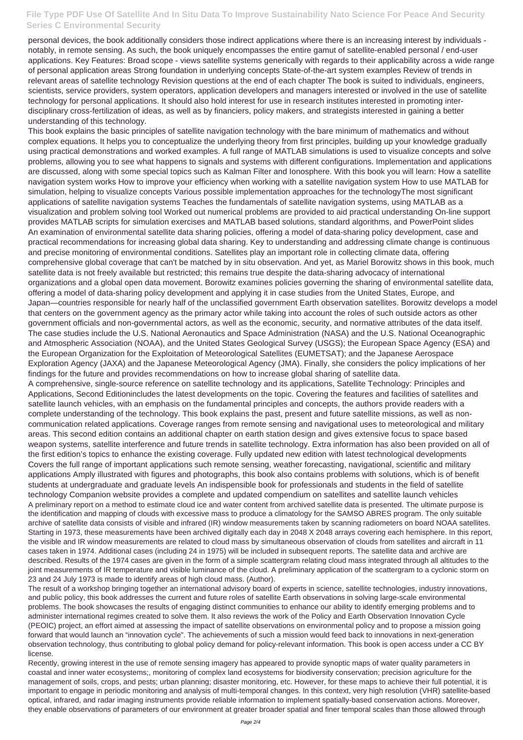personal devices, the book additionally considers those indirect applications where there is an increasing interest by individuals - notably, in remote sensing. As such, the book uniquely encompasses the entire gamut of satellite-enabled personal / end-user applications. Key Features: Broad scope - views satellite systems generically with regards to their applicability across a wide range of personal application areas Strong foundation in underlying concepts State-of-the-art system examples Review of trends in relevant areas of satellite technology Revision questions at the end of each chapter The book is suited to individuals, engineers, scientists, service providers, system operators, application developers and managers interested or involved in the use of satellite technology for personal applications. It should also hold interest for use in research institutes interested in promoting inter-disciplinary cross-fertilization of ideas, as well as by financiers, policy makers, and strategists interested in gaining a better understanding of this technology.

This book explains the basic principles of satellite navigation technology with the bare minimum of mathematics and without complex equations. It helps you to conceptualize the underlying theory from first principles, building up your knowledge gradually using practical demonstrations and worked examples. A full range of MATLAB simulations is used to visualize concepts and solve problems, allowing you to see what happens to signals and systems with different configurations. Implementation and applications are discussed, along with some special topics such as Kalman Filter and Ionosphere. With this book you will learn: How a satellite navigation system works How to improve your efficiency when working with a satellite navigation system How to use MATLAB for simulation, helping to visualize concepts Various possible implementation approaches for the technologyThe most significant applications of satellite navigation systems Teaches the fundamentals of satellite navigation systems, using MATLAB as a visualization and problem solving tool Worked out numerical problems are provided to aid practical understanding On-line support provides MATLAB scripts for simulation exercises and MATLAB based solutions, standard algorithms, and PowerPoint slides

An examination of environmental satellite data sharing policies, offering a model of data-sharing policy development, case and practical recommendations for increasing global data sharing. Key to understanding and addressing climate change is continuous and precise monitoring of environmental conditions. Satellites play an important role in collecting climate data, offering comprehensive global coverage that can't be matched by in situ observation. And yet, as Mariel Borowitz shows in this book, much satellite data is not freely available but restricted; this remains true despite the data-sharing advocacy of international organizations and a global open data movement. Borowitz examines policies governing the sharing of environmental satellite data, offering a model of data-sharing policy development and applying it in case studies from the United States, Europe, and Japan—countries responsible for nearly half of the unclassified government Earth observation satellites. Borowitz develops a model that centers on the government agency as the primary actor while taking into account the roles of such outside actors as other government officials and non-governmental actors, as well as the economic, security, and normative attributes of the data itself. The case studies include the U.S. National Aeronautics and Space Administration (NASA) and the U.S. National Oceanographic and Atmospheric Association (NOAA), and the United States Geological Survey (USGS); the European Space Agency (ESA) and the European Organization for the Exploitation of Meteorological Satellites (EUMETSAT); and the Japanese Aerospace Exploration Agency (JAXA) and the Japanese Meteorological Agency (JMA). Finally, she considers the policy implications of her findings for the future and provides recommendations on how to increase global sharing of satellite data.

A comprehensive, single-source reference on satellite technology and its applications, Satellite Technology: Principles and Applications, Second Editionincludes the latest developments on the topic. Covering the features and facilities of satellites and satellite launch vehicles, with an emphasis on the fundamental principles and concepts, the authors provide readers with a complete understanding of the technology. This book explains the past, present and future satellite missions, as well as non-communication related applications. Coverage ranges from remote sensing and navigational uses to meteorological and military areas. This second edition contains an additional chapter on earth station design and gives extensive focus to space based weapon systems, satellite interference and future trends in satellite technology. Extra information has also been provided on all of the first edition's topics to enhance the existing coverage. Fully updated new edition with latest technological developments Covers the full range of important applications such remote sensing, weather forecasting, navigational, scientific and military applications Amply illustrated with figures and photographs, this book also contains problems with solutions, which is of benefit students at undergraduate and graduate levels An indispensible book for professionals and students in the field of satellite technology Companion website provides a complete and updated compendium on satellites and satellite launch vehicles

A preliminary report on a method to estimate cloud ice and water content from archived satellite data is presented. The ultimate purpose is the identification and mapping of clouds with excessive mass to produce a climatology for the SAMSO ABRES program. The only suitable archive of satellite data consists of visible and infrared (IR) window measurements taken by scanning radiometers on board NOAA satellites. Starting in 1973, these measurements have been archived digitally each day in 2048 X 2048 arrays covering each hemisphere. In this report, the visible and IR window measurements are related to cloud mass by simultaneous observation of clouds from satellites and aircraft in 11 cases taken in 1974. Additional cases (including 24 in 1975) will be included in subsequent reports. The satellite data and archive are described. Results of the 1974 cases are given in the form of a simple scattergram relating cloud mass integrated through all altitudes to the joint measurements of IR temperature and visible luminance of the cloud. A preliminary application of the scattergram to a cyclonic storm on 23 and 24 July 1973 is made to identify areas of high cloud mass. (Author).

The result of a workshop bringing together an international advisory board of experts in science, satellite technologies, industry innovations, and public policy, this book addresses the current and future roles of satellite Earth observations in solving large-scale environmental problems. The book showcases the results of engaging distinct communities to enhance our ability to identify emerging problems and to administer international regimes created to solve them. It also reviews the work of the Policy and Earth Observation Innovation Cycle (PEOIC) project, an effort aimed at assessing the impact of satellite observations on environmental policy and to propose a mission going forward that would launch an "innovation cycle". The achievements of such a mission would feed back to innovations in next-generation observation technology, thus contributing to global policy demand for policy-relevant information. This book is open access under a CC BY license.

Recently, growing interest in the use of remote sensing imagery has appeared to provide synoptic maps of water quality parameters in coastal and inner water ecosystems;, monitoring of complex land ecosystems for biodiversity conservation; precision agriculture for the management of soils, crops, and pests; urban planning; disaster monitoring, etc. However, for these maps to achieve their full potential, it is important to engage in periodic monitoring and analysis of multi-temporal changes. In this context, very high resolution (VHR) satellite-based optical, infrared, and radar imaging instruments provide reliable information to implement spatially-based conservation actions. Moreover, they enable observations of parameters of our environment at greater broader spatial and finer temporal scales than those allowed through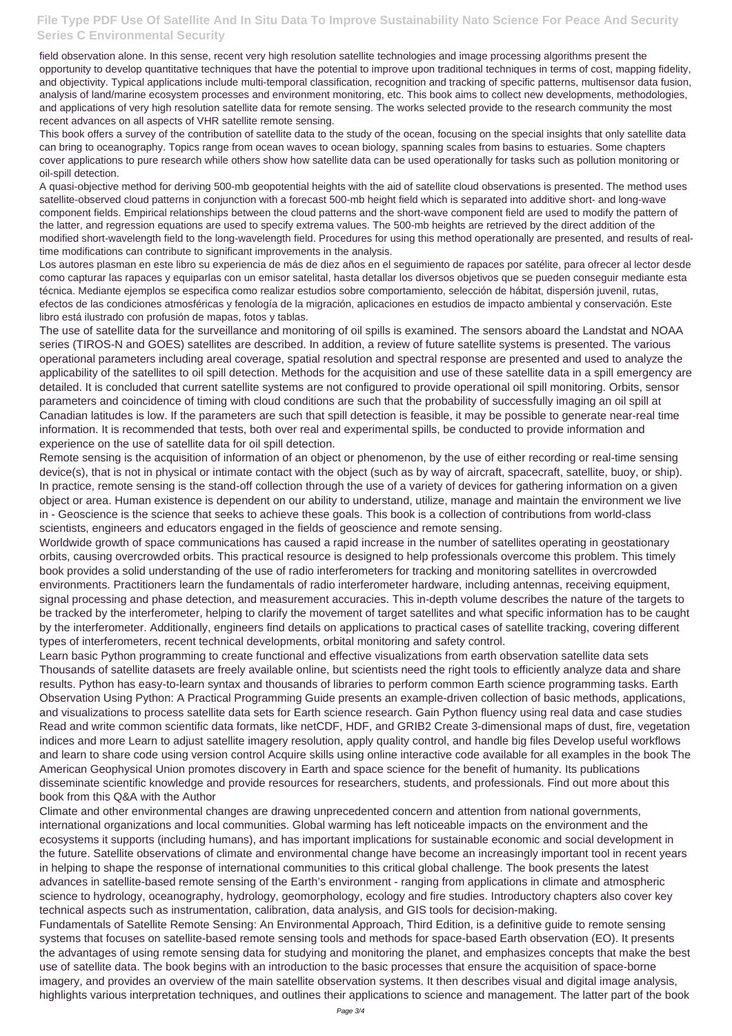field observation alone. In this sense, recent very high resolution satellite technologies and image processing algorithms present the opportunity to develop quantitative techniques that have the potential to improve upon traditional techniques in terms of cost, mapping fidelity, and objectivity. Typical applications include multi-temporal classification, recognition and tracking of specific patterns, multisensor data fusion, analysis of land/marine ecosystem processes and environment monitoring, etc. This book aims to collect new developments, methodologies, and applications of very high resolution satellite data for remote sensing. The works selected provide to the research community the most recent advances on all aspects of VHR satellite remote sensing.

This book offers a survey of the contribution of satellite data to the study of the ocean, focusing on the special insights that only satellite data can bring to oceanography. Topics range from ocean waves to ocean biology, spanning scales from basins to estuaries. Some chapters cover applications to pure research while others show how satellite data can be used operationally for tasks such as pollution monitoring or oil-spill detection.

A quasi-objective method for deriving 500-mb geopotential heights with the aid of satellite cloud observations is presented. The method uses satellite-observed cloud patterns in conjunction with a forecast 500-mb height field which is separated into additive short- and long-wave component fields. Empirical relationships between the cloud patterns and the short-wave component field are used to modify the pattern of the latter, and regression equations are used to specify extrema values. The 500-mb heights are retrieved by the direct addition of the modified short-wavelength field to the long-wavelength field. Procedures for using this method operationally are presented, and results of real-time modifications can contribute to significant improvements in the analysis.

Los autores plasman en este libro su experiencia de más de diez años en el seguimiento de rapaces por satélite, para ofrecer al lector desde como capturar las rapaces y equiparlas con un emisor satelital, hasta detallar los diversos objetivos que se pueden conseguir mediante esta técnica. Mediante ejemplos se especifica como realizar estudios sobre comportamiento, selección de hábitat, dispersión juvenil, rutas, efectos de las condiciones atmosféricas y fenología de la migración, aplicaciones en estudios de impacto ambiental y conservación. Este libro está ilustrado con profusión de mapas, fotos y tablas.

The use of satellite data for the surveillance and monitoring of oil spills is examined. The sensors aboard the Landstat and NOAA series (TIROS-N and GOES) satellites are described. In addition, a review of future satellite systems is presented. The various operational parameters including areal coverage, spatial resolution and spectral response are presented and used to analyze the applicability of the satellites to oil spill detection. Methods for the acquisition and use of these satellite data in a spill emergency are detailed. It is concluded that current satellite systems are not configured to provide operational oil spill monitoring. Orbits, sensor parameters and coincidence of timing with cloud conditions are such that the probability of successfully imaging an oil spill at Canadian latitudes is low. If the parameters are such that spill detection is feasible, it may be possible to generate near-real time information. It is recommended that tests, both over real and experimental spills, be conducted to provide information and experience on the use of satellite data for oil spill detection.

Remote sensing is the acquisition of information of an object or phenomenon, by the use of either recording or real-time sensing device(s), that is not in physical or intimate contact with the object (such as by way of aircraft, spacecraft, satellite, buoy, or ship). In practice, remote sensing is the stand-off collection through the use of a variety of devices for gathering information on a given object or area. Human existence is dependent on our ability to understand, utilize, manage and maintain the environment we live in - Geoscience is the science that seeks to achieve these goals. This book is a collection of contributions from world-class scientists, engineers and educators engaged in the fields of geoscience and remote sensing.

Worldwide growth of space communications has caused a rapid increase in the number of satellites operating in geostationary orbits, causing overcrowded orbits. This practical resource is designed to help professionals overcome this problem. This timely book provides a solid understanding of the use of radio interferometers for tracking and monitoring satellites in overcrowded environments. Practitioners learn the fundamentals of radio interferometer hardware, including antennas, receiving equipment, signal processing and phase detection, and measurement accuracies. This in-depth volume describes the nature of the targets to be tracked by the interferometer, helping to clarify the movement of target satellites and what specific information has to be caught by the interferometer. Additionally, engineers find details on applications to practical cases of satellite tracking, covering different types of interferometers, recent technical developments, orbital monitoring and safety control.

Learn basic Python programming to create functional and effective visualizations from earth observation satellite data sets Thousands of satellite datasets are freely available online, but scientists need the right tools to efficiently analyze data and share results. Python has easy-to-learn syntax and thousands of libraries to perform common Earth science programming tasks. Earth Observation Using Python: A Practical Programming Guide presents an example-driven collection of basic methods, applications, and visualizations to process satellite data sets for Earth science research. Gain Python fluency using real data and case studies Read and write common scientific data formats, like netCDF, HDF, and GRIB2 Create 3-dimensional maps of dust, fire, vegetation indices and more Learn to adjust satellite imagery resolution, apply quality control, and handle big files Develop useful workflows and learn to share code using version control Acquire skills using online interactive code available for all examples in the book The American Geophysical Union promotes discovery in Earth and space science for the benefit of humanity. Its publications disseminate scientific knowledge and provide resources for researchers, students, and professionals. Find out more about this book from this Q&A with the Author

Climate and other environmental changes are drawing unprecedented concern and attention from national governments, international organizations and local communities. Global warming has left noticeable impacts on the environment and the ecosystems it supports (including humans), and has important implications for sustainable economic and social development in the future. Satellite observations of climate and environmental change have become an increasingly important tool in recent years in helping to shape the response of international communities to this critical global challenge. The book presents the latest advances in satellite-based remote sensing of the Earth's environment - ranging from applications in climate and atmospheric science to hydrology, oceanography, hydrology, geomorphology, ecology and fire studies. Introductory chapters also cover key technical aspects such as instrumentation, calibration, data analysis, and GIS tools for decision-making.

Fundamentals of Satellite Remote Sensing: An Environmental Approach, Third Edition, is a definitive guide to remote sensing systems that focuses on satellite-based remote sensing tools and methods for space-based Earth observation (EO). It presents the advantages of using remote sensing data for studying and monitoring the planet, and emphasizes concepts that make the best use of satellite data. The book begins with an introduction to the basic processes that ensure the acquisition of space-borne imagery, and provides an overview of the main satellite observation systems. It then describes visual and digital image analysis, highlights various interpretation techniques, and outlines their applications to science and management. The latter part of the book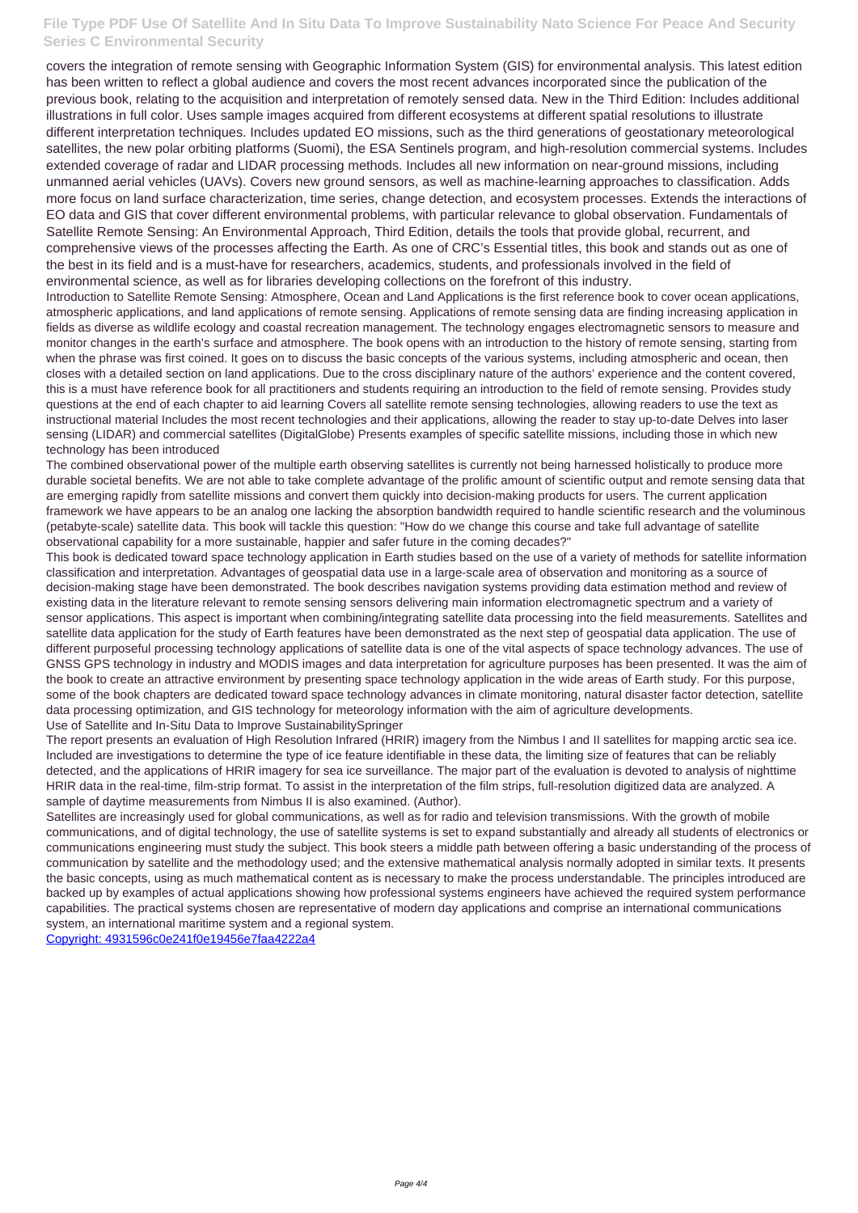covers the integration of remote sensing with Geographic Information System (GIS) for environmental analysis. This latest edition has been written to reflect a global audience and covers the most recent advances incorporated since the publication of the previous book, relating to the acquisition and interpretation of remotely sensed data. New in the Third Edition: Includes additional illustrations in full color. Uses sample images acquired from different ecosystems at different spatial resolutions to illustrate different interpretation techniques. Includes updated EO missions, such as the third generations of geostationary meteorological satellites, the new polar orbiting platforms (Suomi), the ESA Sentinels program, and high-resolution commercial systems. Includes extended coverage of radar and LIDAR processing methods. Includes all new information on near-ground missions, including unmanned aerial vehicles (UAVs). Covers new ground sensors, as well as machine-learning approaches to classification. Adds more focus on land surface characterization, time series, change detection, and ecosystem processes. Extends the interactions of EO data and GIS that cover different environmental problems, with particular relevance to global observation. Fundamentals of Satellite Remote Sensing: An Environmental Approach, Third Edition, details the tools that provide global, recurrent, and comprehensive views of the processes affecting the Earth. As one of CRC's Essential titles, this book and stands out as one of the best in its field and is a must-have for researchers, academics, students, and professionals involved in the field of environmental science, as well as for libraries developing collections on the forefront of this industry.

Introduction to Satellite Remote Sensing: Atmosphere, Ocean and Land Applications is the first reference book to cover ocean applications, atmospheric applications, and land applications of remote sensing. Applications of remote sensing data are finding increasing application in fields as diverse as wildlife ecology and coastal recreation management. The technology engages electromagnetic sensors to measure and monitor changes in the earth's surface and atmosphere. The book opens with an introduction to the history of remote sensing, starting from when the phrase was first coined. It goes on to discuss the basic concepts of the various systems, including atmospheric and ocean, then closes with a detailed section on land applications. Due to the cross disciplinary nature of the authors' experience and the content covered, this is a must have reference book for all practitioners and students requiring an introduction to the field of remote sensing. Provides study questions at the end of each chapter to aid learning Covers all satellite remote sensing technologies, allowing readers to use the text as instructional material Includes the most recent technologies and their applications, allowing the reader to stay up-to-date Delves into laser sensing (LIDAR) and commercial satellites (DigitalGlobe) Presents examples of specific satellite missions, including those in which new technology has been introduced

The combined observational power of the multiple earth observing satellites is currently not being harnessed holistically to produce more durable societal benefits. We are not able to take complete advantage of the prolific amount of scientific output and remote sensing data that are emerging rapidly from satellite missions and convert them quickly into decision-making products for users. The current application framework we have appears to be an analog one lacking the absorption bandwidth required to handle scientific research and the voluminous (petabyte-scale) satellite data. This book will tackle this question: "How do we change this course and take full advantage of satellite observational capability for a more sustainable, happier and safer future in the coming decades?"

This book is dedicated toward space technology application in Earth studies based on the use of a variety of methods for satellite information classification and interpretation. Advantages of geospatial data use in a large-scale area of observation and monitoring as a source of decision-making stage have been demonstrated. The book describes navigation systems providing data estimation method and review of existing data in the literature relevant to remote sensing sensors delivering main information electromagnetic spectrum and a variety of sensor applications. This aspect is important when combining/integrating satellite data processing into the field measurements. Satellites and satellite data application for the study of Earth features have been demonstrated as the next step of geospatial data application. The use of different purposeful processing technology applications of satellite data is one of the vital aspects of space technology advances. The use of GNSS GPS technology in industry and MODIS images and data interpretation for agriculture purposes has been presented. It was the aim of the book to create an attractive environment by presenting space technology application in the wide areas of Earth study. For this purpose, some of the book chapters are dedicated toward space technology advances in climate monitoring, natural disaster factor detection, satellite data processing optimization, and GIS technology for meteorology information with the aim of agriculture developments.

Use of Satellite and In-Situ Data to Improve SustainabilitySpringer

The report presents an evaluation of High Resolution Infrared (HRIR) imagery from the Nimbus I and II satellites for mapping arctic sea ice. Included are investigations to determine the type of ice feature identifiable in these data, the limiting size of features that can be reliably detected, and the applications of HRIR imagery for sea ice surveillance. The major part of the evaluation is devoted to analysis of nighttime HRIR data in the real-time, film-strip format. To assist in the interpretation of the film strips, full-resolution digitized data are analyzed. A sample of daytime measurements from Nimbus II is also examined. (Author).

Satellites are increasingly used for global communications, as well as for radio and television transmissions. With the growth of mobile communications, and of digital technology, the use of satellite systems is set to expand substantially and already all students of electronics or communications engineering must study the subject. This book steers a middle path between offering a basic understanding of the process of communication by satellite and the methodology used; and the extensive mathematical analysis normally adopted in similar texts. It presents the basic concepts, using as much mathematical content as is necessary to make the process understandable. The principles introduced are backed up by examples of actual applications showing how professional systems engineers have achieved the required system performance capabilities. The practical systems chosen are representative of modern day applications and comprise an international communications system, an international maritime system and a regional system.

Copyright: 4931596c0e241f0e19456e7faa4222a4